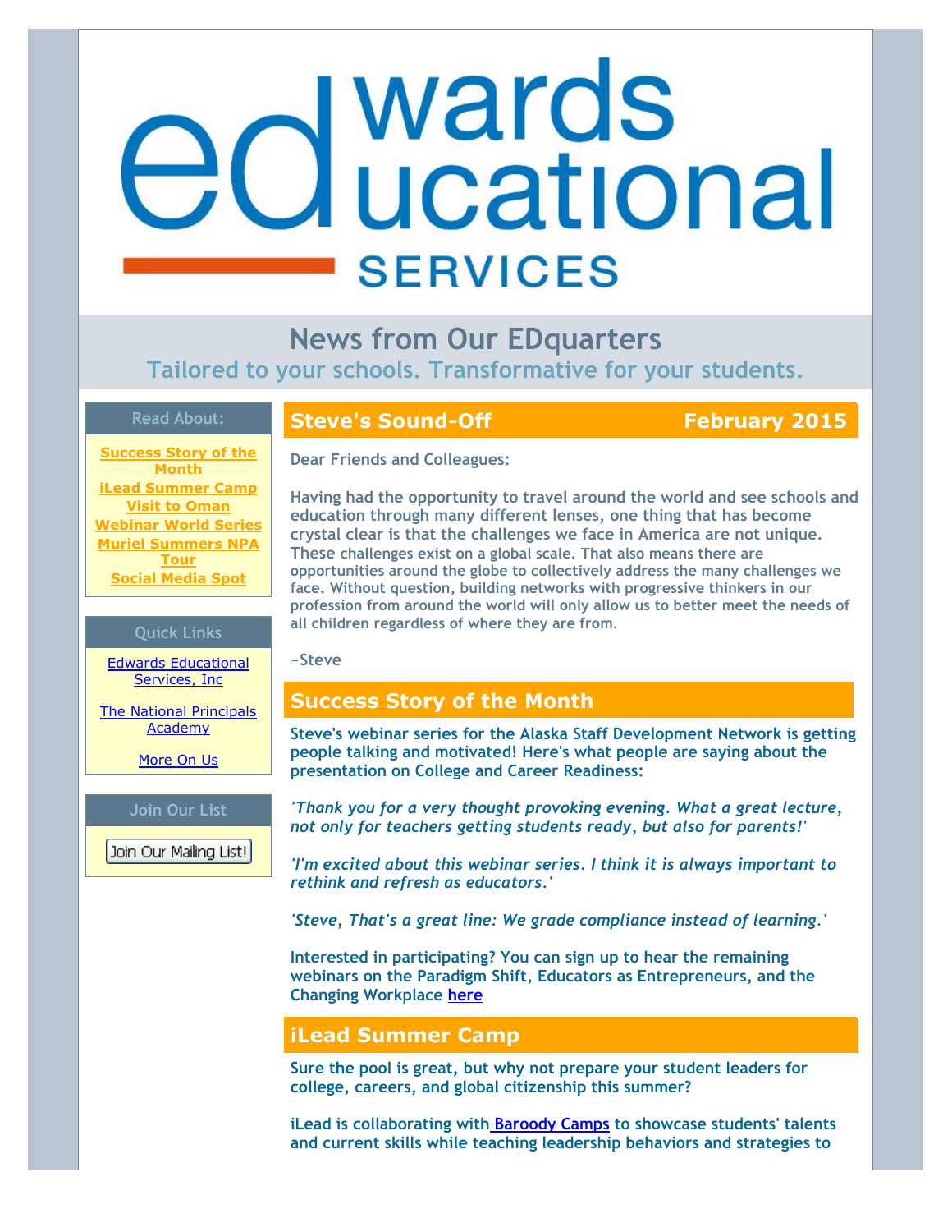# edwards educational SERVICES

## News from Our EDquarters

### Tailored to your schools. Transformative for your students.

**Read About:**

- Success Story of the Month
- iLead Summer Camp
- Visit to Oman
- Webinar World Series
- Muriel Summers NPA Tour
- Social Media Spot

**Quick Links**

- Edwards Educational Services, Inc
- The National Principals Academy
- More On Us

**Join Our List**

Join Our Mailing List!

## Steve's Sound-Off — February 2015

Dear Friends and Colleagues:

Having had the opportunity to travel around the world and see schools and education through many different lenses, one thing that has become crystal clear is that the challenges we face in America are not unique. These challenges exist on a global scale. That also means there are opportunities around the globe to collectively address the many challenges we face. Without question, building networks with progressive thinkers in our profession from around the world will only allow us to better meet the needs of all children regardless of where they are from.

~Steve

## Success Story of the Month

**Steve's webinar series for the Alaska Staff Development Network is getting people talking and motivated! Here's what people are saying about the presentation on College and Career Readiness:**

***'Thank you for a very thought provoking evening. What a great lecture, not only for teachers getting students ready, but also for parents!'***

***'I'm excited about this webinar series. I think it is always important to rethink and refresh as educators.'***

***'Steve, That's a great line: We grade compliance instead of learning.'***

**Interested in participating? You can sign up to hear the remaining webinars on the Paradigm Shift, Educators as Entrepreneurs, and the Changing Workplace here**

## iLead Summer Camp

**Sure the pool is great, but why not prepare your student leaders for college, careers, and global citizenship this summer?**

**iLead is collaborating with Baroody Camps to showcase students' talents and current skills while teaching leadership behaviors and strategies to**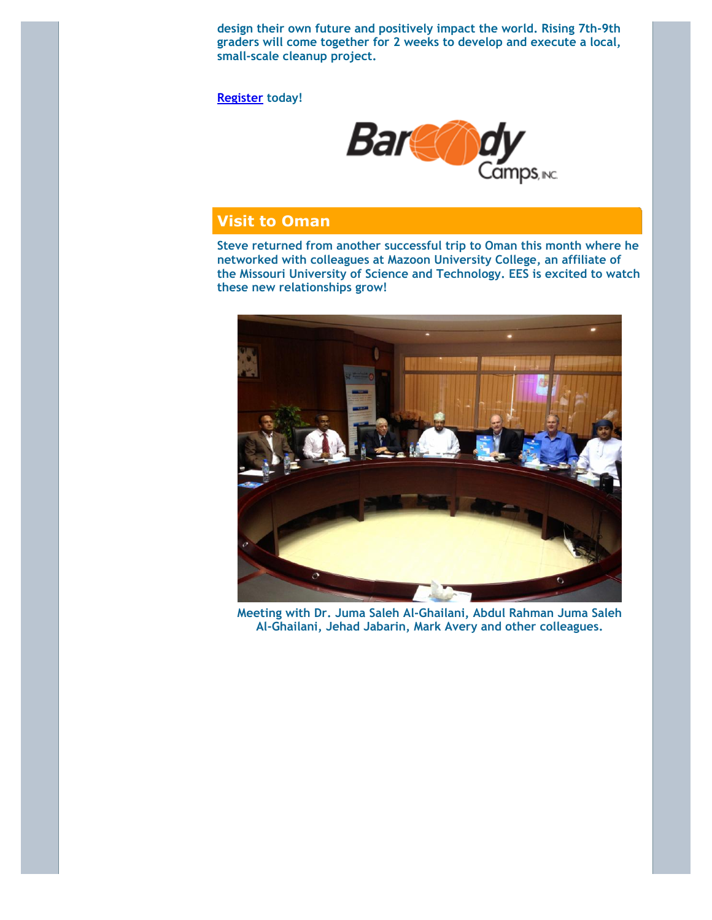design their own future and positively impact the world. Rising 7th-9th graders will come together for 2 weeks to develop and execute a local, small-scale cleanup project.

[Register](#) today!

## Visit to Oman

Steve returned from another successful trip to Oman this month where he networked with colleagues at Mazoon University College, an affiliate of the Missouri University of Science and Technology. EES is excited to watch these new relationships grow!

Meeting with Dr. Juma Saleh Al-Ghailani, Abdul Rahman Juma Saleh Al-Ghailani, Jehad Jabarin, Mark Avery and other colleagues.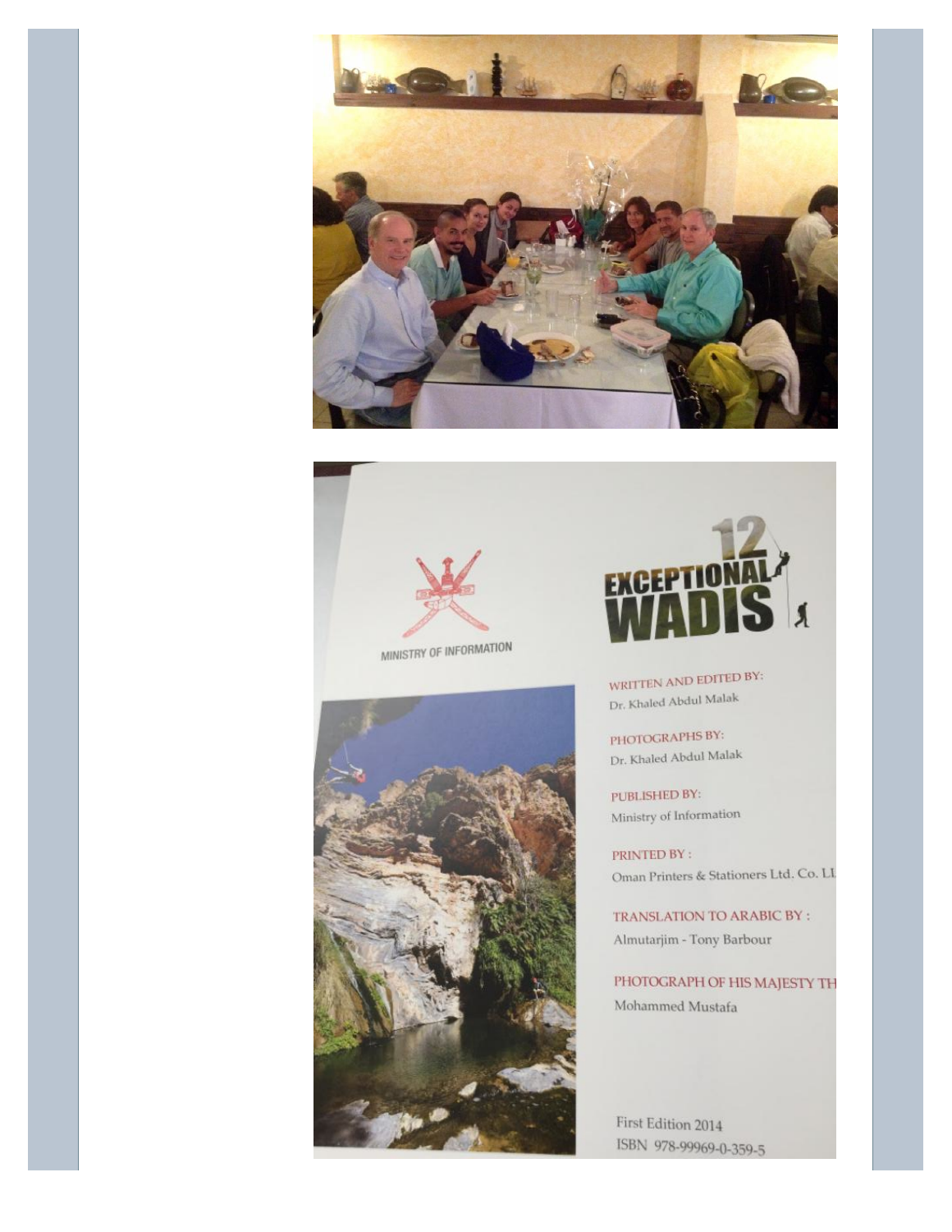MINISTRY OF INFORMATION

12 EXCEPTIONAL WADIS

WRITTEN AND EDITED BY:
Dr. Khaled Abdul Malak

PHOTOGRAPHS BY:
Dr. Khaled Abdul Malak

PUBLISHED BY:
Ministry of Information

PRINTED BY :
Oman Printers & Stationers Ltd. Co. LL

TRANSLATION TO ARABIC BY :
Almutarjim - Tony Barbour

PHOTOGRAPH OF HIS MAJESTY TH
Mohammed Mustafa

First Edition 2014
ISBN 978-99969-0-359-5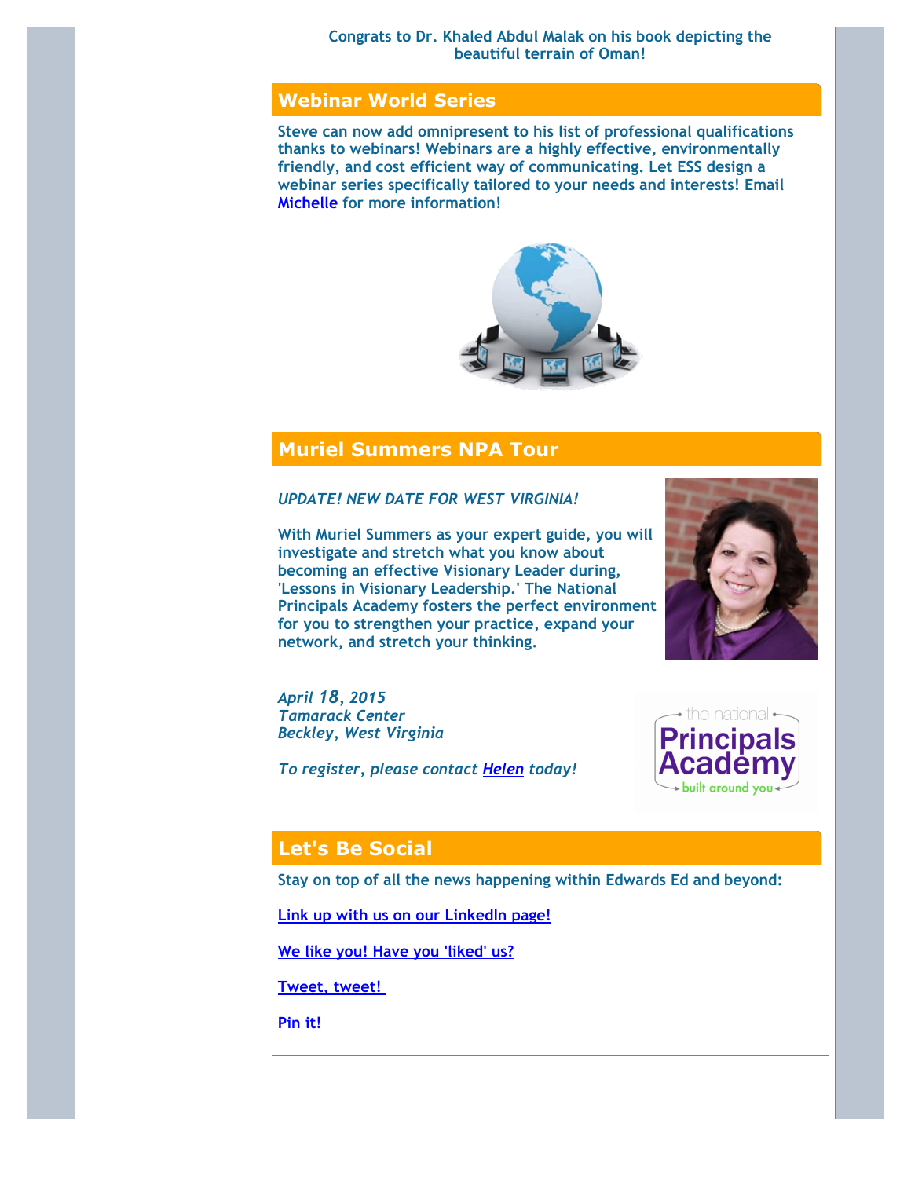**Congrats to Dr. Khaled Abdul Malak on his book depicting the beautiful terrain of Oman!**

## Webinar World Series

**Steve can now add omnipresent to his list of professional qualifications thanks to webinars! Webinars are a highly effective, environmentally friendly, and cost efficient way of communicating. Let ESS design a webinar series specifically tailored to your needs and interests! Email Michelle for more information!**

## Muriel Summers NPA Tour

***UPDATE! NEW DATE FOR WEST VIRGINIA!***

**With Muriel Summers as your expert guide, you will investigate and stretch what you know about becoming an effective Visionary Leader during, 'Lessons in Visionary Leadership.' The National Principals Academy fosters the perfect environment for you to strengthen your practice, expand your network, and stretch your thinking.**

***April 18, 2015***
***Tamarack Center***
***Beckley, West Virginia***

***To register, please contact Helen today!***

## Let's Be Social

**Stay on top of all the news happening within Edwards Ed and beyond:**

**Link up with us on our LinkedIn page!**

**We like you! Have you 'liked' us?**

**Tweet, tweet!**

**Pin it!**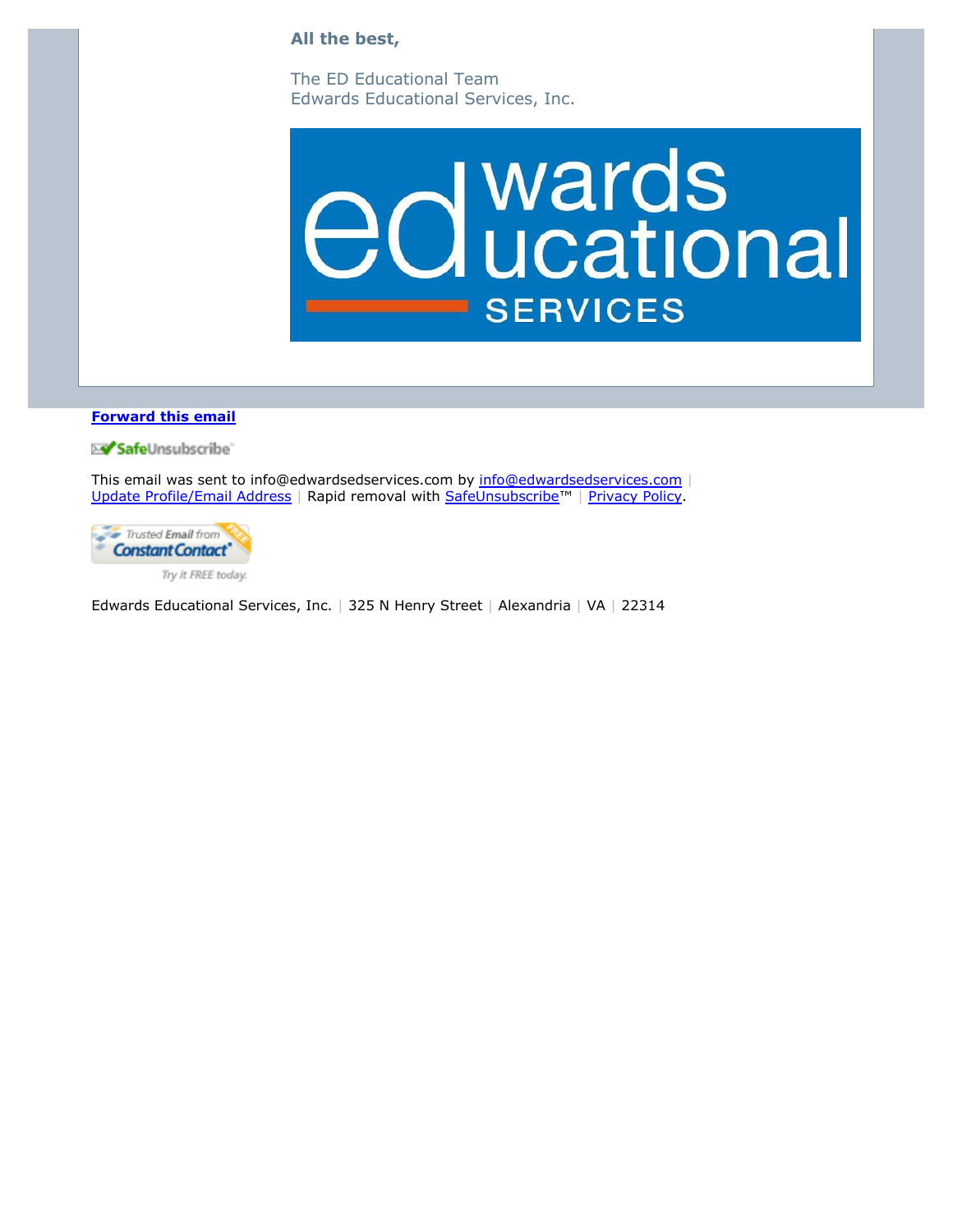**All the best,**

The ED Educational Team
Edwards Educational Services, Inc.

**Forward this email**

This email was sent to info@edwardsedservices.com by info@edwardsedservices.com | Update Profile/Email Address | Rapid removal with SafeUnsubscribe™ | Privacy Policy.

Edwards Educational Services, Inc. | 325 N Henry Street | Alexandria | VA | 22314